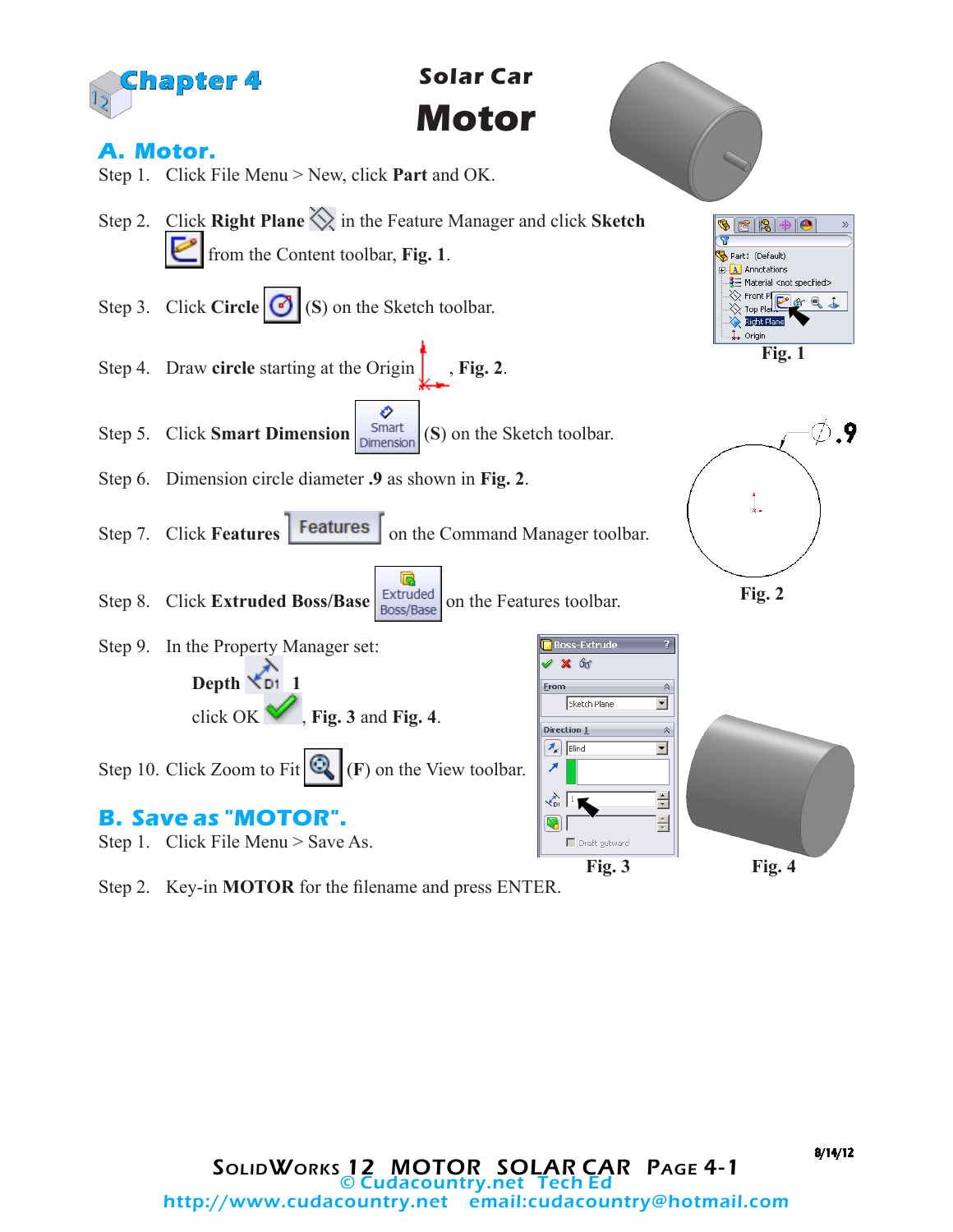# Chapter 4

## Solar Car
# Motor

## A. Motor.

Step 1. Click File Menu > New, click **Part** and OK.

Step 2. Click **Right Plane** in the Feature Manager and click **Sketch** from the Content toolbar, **Fig. 1**.

Step 3. Click **Circle** (**S**) on the Sketch toolbar.

Step 4. Draw **circle** starting at the Origin , **Fig. 2**.

Step 5. Click **Smart Dimension** (**S**) on the Sketch toolbar.

Step 6. Dimension circle diameter **.9** as shown in **Fig. 2**.

Step 7. Click **Features** on the Command Manager toolbar.

Step 8. Click **Extruded Boss/Base** on the Features toolbar.

Step 9. In the Property Manager set:

**Depth** **1**

click OK , **Fig. 3** and **Fig. 4**.

Step 10. Click Zoom to Fit (**F**) on the View toolbar.

**Fig. 1**

**Fig. 2**

**Fig. 3**

**Fig. 4**

## B. Save as "MOTOR".

Step 1. Click File Menu > Save As.

Step 2. Key-in **MOTOR** for the filename and press ENTER.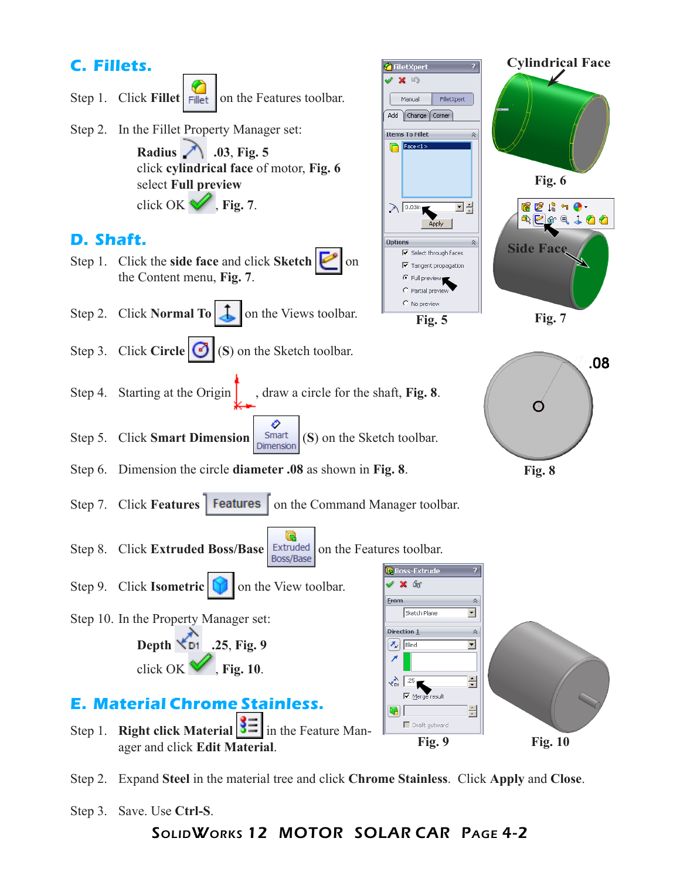## C. Fillets.

Step 1. Click **Fillet** on the Features toolbar.

Step 2. In the Fillet Property Manager set:

**Radius** .03, **Fig. 5**
click **cylindrical face** of motor, **Fig. 6**
select **Full preview**
click OK , **Fig. 7**.

## D. Shaft.

Step 1. Click the **side face** and click **Sketch** on the Content menu, **Fig. 7**.

Step 2. Click **Normal To** on the Views toolbar.

Step 3. Click **Circle** (**S**) on the Sketch toolbar.

Step 4. Starting at the Origin , draw a circle for the shaft, **Fig. 8**.

Step 5. Click **Smart Dimension** (**S**) on the Sketch toolbar.

Step 6. Dimension the circle **diameter .08** as shown in **Fig. 8**.

Step 7. Click **Features** on the Command Manager toolbar.

Step 8. Click **Extruded Boss/Base** on the Features toolbar.

Step 9. Click **Isometric** on the View toolbar.

Step 10. In the Property Manager set:

**Depth** .25, **Fig. 9**
click OK , **Fig. 10**.

## E. Material Chrome Stainless.

Step 1. **Right click Material** in the Feature Manager and click **Edit Material**.

Step 2. Expand **Steel** in the material tree and click **Chrome Stainless**. Click **Apply** and **Close**.

Step 3. Save. Use **Ctrl-S**.

FilletXpert
Manual FilletXpert
Add Change Corner
Items To Fillet
Face<1>
0.03in
Apply
Options
Select through faces
Tangent propagation
Full preview
Partial preview
No preview

**Fig. 5**

Cylindrical Face

**Fig. 6**

Side Face

**Fig. 7**

.08

**Fig. 8**

Boss-Extrude
From
Sketch Plane
Direction 1
Blind
.25
Merge result
Draft outward

**Fig. 9**

**Fig. 10**